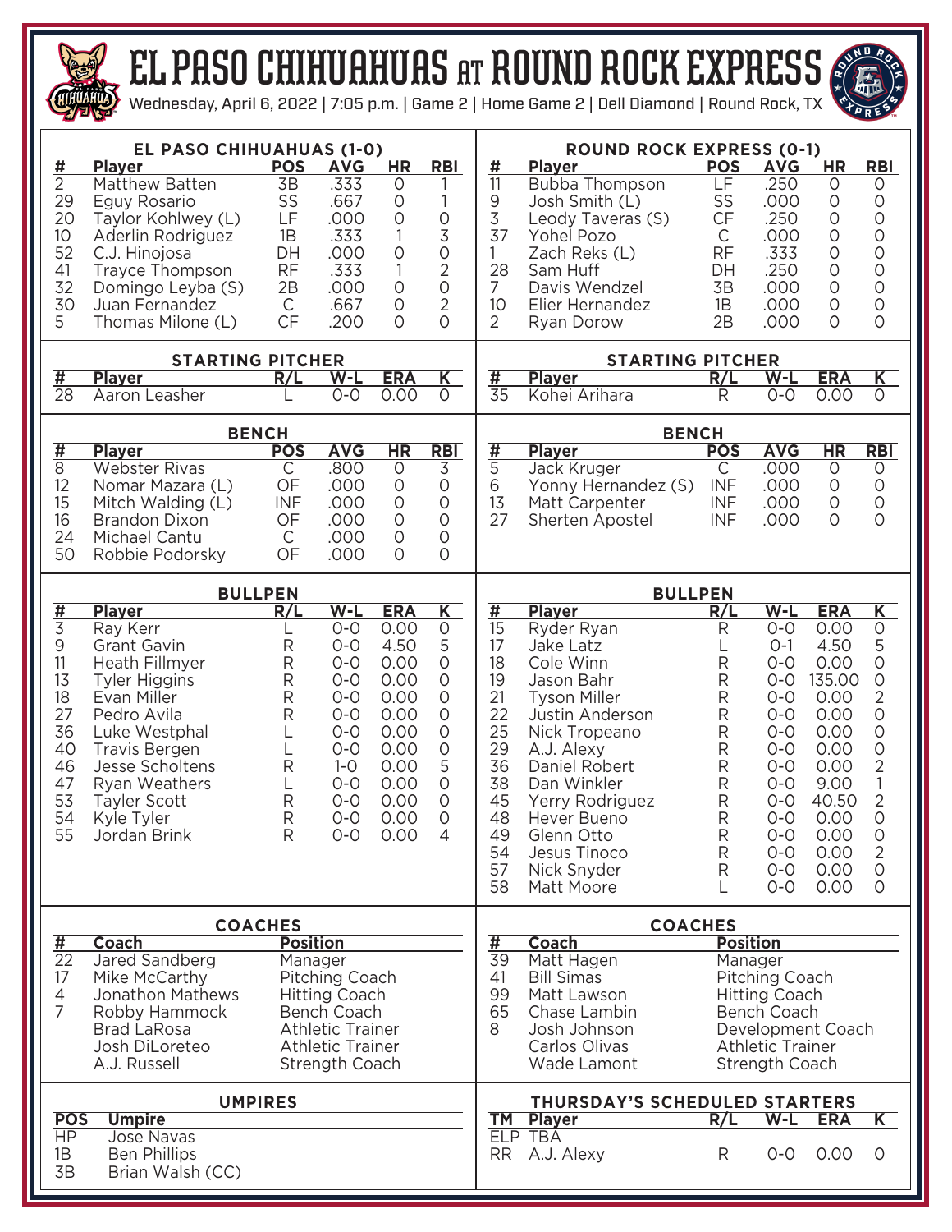# EL PASO CHIHUAHUAS AT ROUND ROCK EXPRESS

Wednesday, April 6, 2022 | 7:05 p.m. | Game 2 | Home Game 2 | Dell Diamond | Round Rock, TX

## EL PASO CHIHUAHUAS (1-0)

| # | Player | POS | AVG | HR | RBI |
|---|---|---|---|---|---|
| 2 | Matthew Batten | 3B | .333 | 0 | 1 |
| 29 | Eguy Rosario | SS | .667 | 0 | 1 |
| 20 | Taylor Kohlwey (L) | LF | .000 | 0 | 0 |
| 10 | Aderlin Rodriguez | 1B | .333 | 1 | 3 |
| 52 | C.J. Hinojosa | DH | .000 | 0 | 0 |
| 41 | Trayce Thompson | RF | .333 | 1 | 2 |
| 32 | Domingo Leyba (S) | 2B | .000 | 0 | 0 |
| 30 | Juan Fernandez | C | .667 | 0 | 2 |
| 5 | Thomas Milone (L) | CF | .200 | 0 | 0 |

### STARTING PITCHER

| # | Player | R/L | W-L | ERA | K |
|---|---|---|---|---|---|
| 28 | Aaron Leasher | L | 0-0 | 0.00 | 0 |

### BENCH

| # | Player | POS | AVG | HR | RBI |
|---|---|---|---|---|---|
| 8 | Webster Rivas | C | .800 | 0 | 3 |
| 12 | Nomar Mazara (L) | OF | .000 | 0 | 0 |
| 15 | Mitch Walding (L) | INF | .000 | 0 | 0 |
| 16 | Brandon Dixon | OF | .000 | 0 | 0 |
| 24 | Michael Cantu | C | .000 | 0 | 0 |
| 50 | Robbie Podorsky | OF | .000 | 0 | 0 |

### BULLPEN

| # | Player | R/L | W-L | ERA | K |
|---|---|---|---|---|---|
| 3 | Ray Kerr | L | 0-0 | 0.00 | 0 |
| 9 | Grant Gavin | R | 0-0 | 4.50 | 5 |
| 11 | Heath Fillmyer | R | 0-0 | 0.00 | 0 |
| 13 | Tyler Higgins | R | 0-0 | 0.00 | 0 |
| 18 | Evan Miller | R | 0-0 | 0.00 | 0 |
| 27 | Pedro Avila | R | 0-0 | 0.00 | 0 |
| 36 | Luke Westphal | L | 0-0 | 0.00 | 0 |
| 40 | Travis Bergen | L | 0-0 | 0.00 | 0 |
| 46 | Jesse Scholtens | R | 1-0 | 0.00 | 5 |
| 47 | Ryan Weathers | L | 0-0 | 0.00 | 0 |
| 53 | Tayler Scott | R | 0-0 | 0.00 | 0 |
| 54 | Kyle Tyler | R | 0-0 | 0.00 | 0 |
| 55 | Jordan Brink | R | 0-0 | 0.00 | 4 |

### COACHES

| # | Coach | Position |
|---|---|---|
| 22 | Jared Sandberg | Manager |
| 17 | Mike McCarthy | Pitching Coach |
| 4 | Jonathon Mathews | Hitting Coach |
| 7 | Robby Hammock | Bench Coach |
| | Brad LaRosa | Athletic Trainer |
| | Josh DiLoreteo | Athletic Trainer |
| | A.J. Russell | Strength Coach |

### UMPIRES

| POS | Umpire |
|---|---|
| HP | Jose Navas |
| 1B | Ben Phillips |
| 3B | Brian Walsh (CC) |

## ROUND ROCK EXPRESS (0-1)

| # | Player | POS | AVG | HR | RBI |
|---|---|---|---|---|---|
| 11 | Bubba Thompson | LF | .250 | 0 | 0 |
| 9 | Josh Smith (L) | SS | .000 | 0 | 0 |
| 3 | Leody Taveras (S) | CF | .250 | 0 | 0 |
| 37 | Yohel Pozo | C | .000 | 0 | 0 |
| 1 | Zach Reks (L) | RF | .333 | 0 | 0 |
| 28 | Sam Huff | DH | .250 | 0 | 0 |
| 7 | Davis Wendzel | 3B | .000 | 0 | 0 |
| 10 | Elier Hernandez | 1B | .000 | 0 | 0 |
| 2 | Ryan Dorow | 2B | .000 | 0 | 0 |

### STARTING PITCHER

| # | Player | R/L | W-L | ERA | K |
|---|---|---|---|---|---|
| 35 | Kohei Arihara | R | 0-0 | 0.00 | 0 |

### BENCH

| # | Player | POS | AVG | HR | RBI |
|---|---|---|---|---|---|
| 5 | Jack Kruger | C | .000 | 0 | 0 |
| 6 | Yonny Hernandez (S) | INF | .000 | 0 | 0 |
| 13 | Matt Carpenter | INF | .000 | 0 | 0 |
| 27 | Sherten Apostel | INF | .000 | 0 | 0 |

### BULLPEN

| # | Player | R/L | W-L | ERA | K |
|---|---|---|---|---|---|
| 15 | Ryder Ryan | R | 0-0 | 0.00 | 0 |
| 17 | Jake Latz | L | 0-1 | 4.50 | 5 |
| 18 | Cole Winn | R | 0-0 | 0.00 | 0 |
| 19 | Jason Bahr | R | 0-0 | 135.00 | 0 |
| 21 | Tyson Miller | R | 0-0 | 0.00 | 2 |
| 22 | Justin Anderson | R | 0-0 | 0.00 | 0 |
| 25 | Nick Tropeano | R | 0-0 | 0.00 | 0 |
| 29 | A.J. Alexy | R | 0-0 | 0.00 | 0 |
| 36 | Daniel Robert | R | 0-0 | 0.00 | 2 |
| 38 | Dan Winkler | R | 0-0 | 9.00 | 1 |
| 45 | Yerry Rodriguez | R | 0-0 | 40.50 | 2 |
| 48 | Hever Bueno | R | 0-0 | 0.00 | 0 |
| 49 | Glenn Otto | R | 0-0 | 0.00 | 0 |
| 54 | Jesus Tinoco | R | 0-0 | 0.00 | 2 |
| 57 | Nick Snyder | R | 0-0 | 0.00 | 0 |
| 58 | Matt Moore | L | 0-0 | 0.00 | 0 |

### COACHES

| # | Coach | Position |
|---|---|---|
| 39 | Matt Hagen | Manager |
| 41 | Bill Simas | Pitching Coach |
| 99 | Matt Lawson | Hitting Coach |
| 65 | Chase Lambin | Bench Coach |
| 8 | Josh Johnson | Development Coach |
| | Carlos Olivas | Athletic Trainer |
| | Wade Lamont | Strength Coach |

### THURSDAY'S SCHEDULED STARTERS

| TM | Player | R/L | W-L | ERA | K |
|---|---|---|---|---|---|
| ELP | TBA | | | | |
| RR | A.J. Alexy | R | 0-0 | 0.00 | 0 |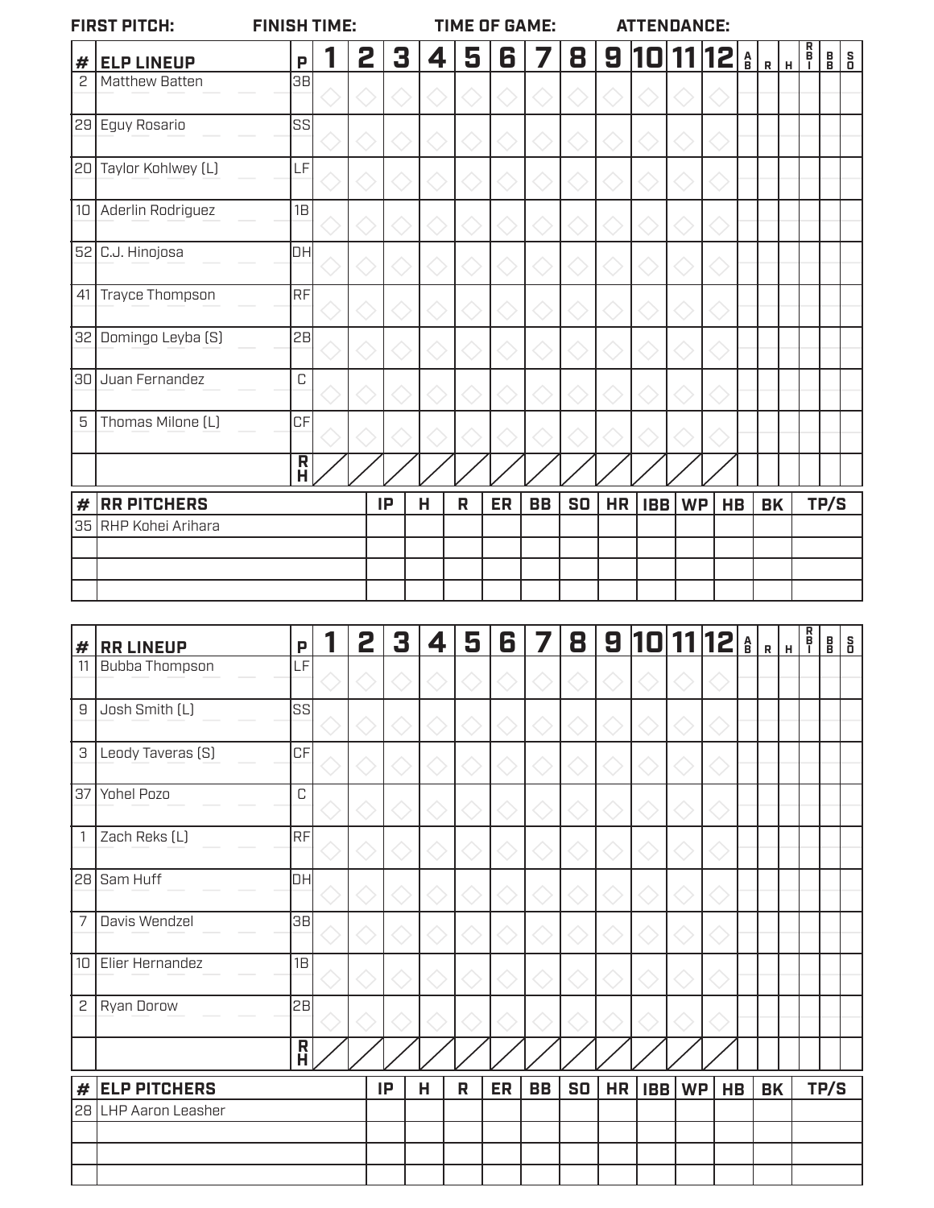**FIRST PITCH:** **FINISH TIME:** **TIME OF GAME:** **ATTENDANCE:**

| # | ELP LINEUP | P | 1 | 2 | 3 | 4 | 5 | 6 | 7 | 8 | 9 | 10 | 11 | 12 | AB | R | H | RBI | BB | SO |
|---|---|---|---|---|---|---|---|---|---|---|---|---|---|---|---|---|---|---|---|---|
| 2 | Matthew Batten | 3B | | | | | | | | | | | | | | | | | | |
| 29 | Eguy Rosario | SS | | | | | | | | | | | | | | | | | | |
| 20 | Taylor Kohlwey (L) | LF | | | | | | | | | | | | | | | | | | |
| 10 | Aderlin Rodriguez | 1B | | | | | | | | | | | | | | | | | | |
| 52 | C.J. Hinojosa | DH | | | | | | | | | | | | | | | | | | |
| 41 | Trayce Thompson | RF | | | | | | | | | | | | | | | | | | |
| 32 | Domingo Leyba (S) | 2B | | | | | | | | | | | | | | | | | | |
| 30 | Juan Fernandez | C | | | | | | | | | | | | | | | | | | |
| 5 | Thomas Milone (L) | CF | | | | | | | | | | | | | | | | | | |
| | | R H | | | | | | | | | | | | | | | | | | |

| # | RR PITCHERS | IP | H | R | ER | BB | SO | HR | IBB | WP | HB | BK | TP/S |
|---|---|---|---|---|---|---|---|---|---|---|---|---|---|
| 35 | RHP Kohei Arihara | | | | | | | | | | | | |
| | | | | | | | | | | | | | |
| | | | | | | | | | | | | | |
| | | | | | | | | | | | | | |

| # | RR LINEUP | P | 1 | 2 | 3 | 4 | 5 | 6 | 7 | 8 | 9 | 10 | 11 | 12 | AB | R | H | RBI | BB | SO |
|---|---|---|---|---|---|---|---|---|---|---|---|---|---|---|---|---|---|---|---|---|
| 11 | Bubba Thompson | LF | | | | | | | | | | | | | | | | | | |
| 9 | Josh Smith (L) | SS | | | | | | | | | | | | | | | | | | |
| 3 | Leody Taveras (S) | CF | | | | | | | | | | | | | | | | | | |
| 37 | Yohel Pozo | C | | | | | | | | | | | | | | | | | | |
| 1 | Zach Reks (L) | RF | | | | | | | | | | | | | | | | | | |
| 28 | Sam Huff | DH | | | | | | | | | | | | | | | | | | |
| 7 | Davis Wendzel | 3B | | | | | | | | | | | | | | | | | | |
| 10 | Elier Hernandez | 1B | | | | | | | | | | | | | | | | | | |
| 2 | Ryan Dorow | 2B | | | | | | | | | | | | | | | | | | |
| | | R H | | | | | | | | | | | | | | | | | | |

| # | ELP PITCHERS | IP | H | R | ER | BB | SO | HR | IBB | WP | HB | BK | TP/S |
|---|---|---|---|---|---|---|---|---|---|---|---|---|---|
| 28 | LHP Aaron Leasher | | | | | | | | | | | | |
| | | | | | | | | | | | | | |
| | | | | | | | | | | | | | |
| | | | | | | | | | | | | | |